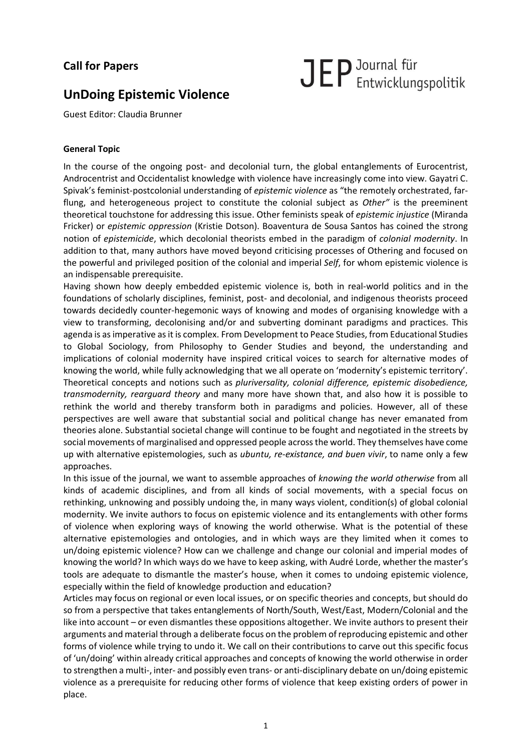**Call for Papers**

JEP Journal für Entwicklungspolitik

# UnDoing Epistemic Violence

Guest Editor: Claudia Brunner

**General Topic**

In the course of the ongoing post- and decolonial turn, the global entanglements of Eurocentrist, Androcentrist and Occidentalist knowledge with violence have increasingly come into view. Gayatri C. Spivak's feminist-postcolonial understanding of *epistemic violence* as "the remotely orchestrated, far-flung, and heterogeneous project to constitute the colonial subject as *Other"* is the preeminent theoretical touchstone for addressing this issue. Other feminists speak of *epistemic injustice* (Miranda Fricker) or *epistemic oppression* (Kristie Dotson). Boaventura de Sousa Santos has coined the strong notion of *epistemicide*, which decolonial theorists embed in the paradigm of *colonial modernity*. In addition to that, many authors have moved beyond criticising processes of Othering and focused on the powerful and privileged position of the colonial and imperial *Self*, for whom epistemic violence is an indispensable prerequisite.

Having shown how deeply embedded epistemic violence is, both in real-world politics and in the foundations of scholarly disciplines, feminist, post- and decolonial, and indigenous theorists proceed towards decidedly counter-hegemonic ways of knowing and modes of organising knowledge with a view to transforming, decolonising and/or and subverting dominant paradigms and practices. This agenda is as imperative as it is complex. From Development to Peace Studies, from Educational Studies to Global Sociology, from Philosophy to Gender Studies and beyond, the understanding and implications of colonial modernity have inspired critical voices to search for alternative modes of knowing the world, while fully acknowledging that we all operate on 'modernity's epistemic territory'. Theoretical concepts and notions such as *pluriversality, colonial difference, epistemic disobedience, transmodernity, rearguard theory* and many more have shown that, and also how it is possible to rethink the world and thereby transform both in paradigms and policies. However, all of these perspectives are well aware that substantial social and political change has never emanated from theories alone. Substantial societal change will continue to be fought and negotiated in the streets by social movements of marginalised and oppressed people across the world. They themselves have come up with alternative epistemologies, such as *ubuntu, re-existance, and buen vivir*, to name only a few approaches.

In this issue of the journal, we want to assemble approaches of *knowing the world otherwise* from all kinds of academic disciplines, and from all kinds of social movements, with a special focus on rethinking, unknowing and possibly undoing the, in many ways violent, condition(s) of global colonial modernity. We invite authors to focus on epistemic violence and its entanglements with other forms of violence when exploring ways of knowing the world otherwise. What is the potential of these alternative epistemologies and ontologies, and in which ways are they limited when it comes to un/doing epistemic violence? How can we challenge and change our colonial and imperial modes of knowing the world? In which ways do we have to keep asking, with Audré Lorde, whether the master's tools are adequate to dismantle the master's house, when it comes to undoing epistemic violence, especially within the field of knowledge production and education?

Articles may focus on regional or even local issues, or on specific theories and concepts, but should do so from a perspective that takes entanglements of North/South, West/East, Modern/Colonial and the like into account – or even dismantles these oppositions altogether. We invite authors to present their arguments and material through a deliberate focus on the problem of reproducing epistemic and other forms of violence while trying to undo it. We call on their contributions to carve out this specific focus of 'un/doing' within already critical approaches and concepts of knowing the world otherwise in order to strengthen a multi-, inter- and possibly even trans- or anti-disciplinary debate on un/doing epistemic violence as a prerequisite for reducing other forms of violence that keep existing orders of power in place.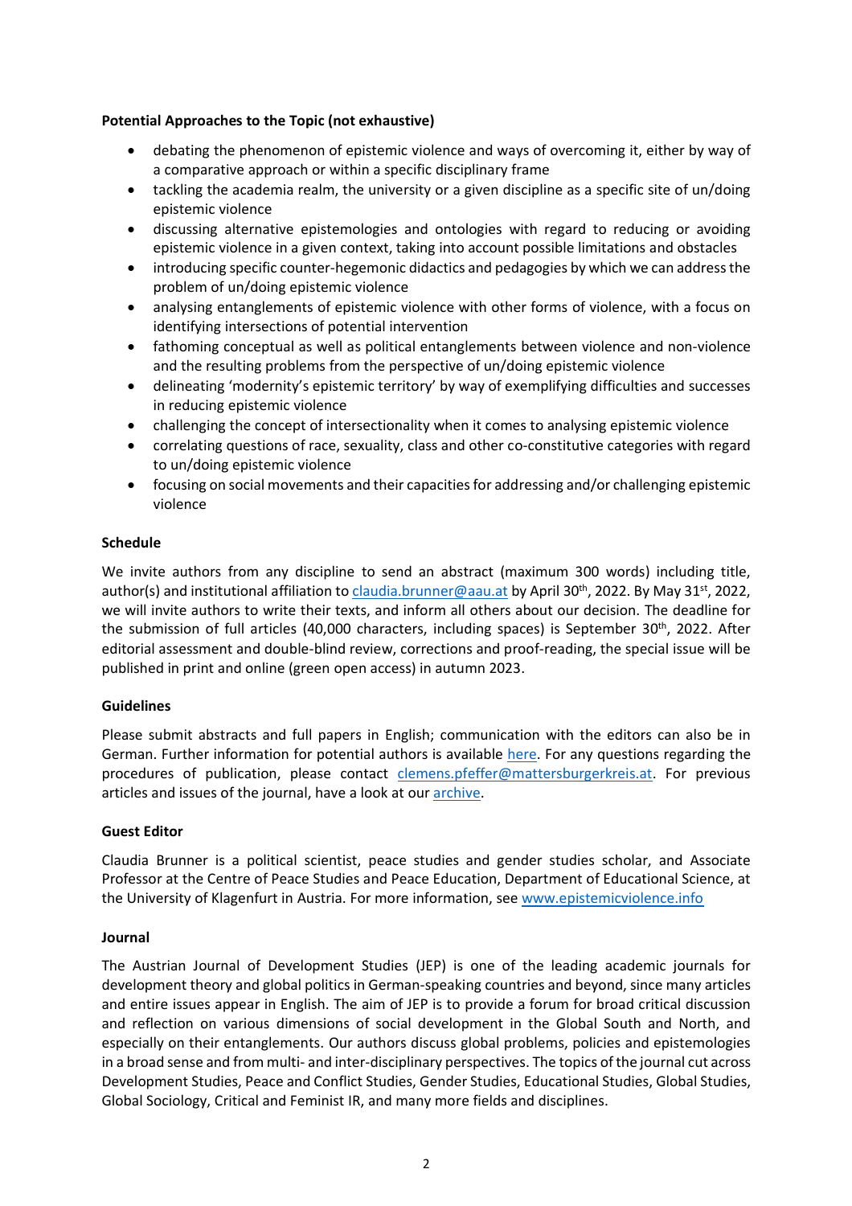**Potential Approaches to the Topic (not exhaustive)**

- debating the phenomenon of epistemic violence and ways of overcoming it, either by way of a comparative approach or within a specific disciplinary frame
- tackling the academia realm, the university or a given discipline as a specific site of un/doing epistemic violence
- discussing alternative epistemologies and ontologies with regard to reducing or avoiding epistemic violence in a given context, taking into account possible limitations and obstacles
- introducing specific counter-hegemonic didactics and pedagogies by which we can address the problem of un/doing epistemic violence
- analysing entanglements of epistemic violence with other forms of violence, with a focus on identifying intersections of potential intervention
- fathoming conceptual as well as political entanglements between violence and non-violence and the resulting problems from the perspective of un/doing epistemic violence
- delineating 'modernity's epistemic territory' by way of exemplifying difficulties and successes in reducing epistemic violence
- challenging the concept of intersectionality when it comes to analysing epistemic violence
- correlating questions of race, sexuality, class and other co-constitutive categories with regard to un/doing epistemic violence
- focusing on social movements and their capacities for addressing and/or challenging epistemic violence

**Schedule**

We invite authors from any discipline to send an abstract (maximum 300 words) including title, author(s) and institutional affiliation to [claudia.brunner@aau.at](mailto:claudia.brunner@aau.at) by April 30th, 2022. By May 31st, 2022, we will invite authors to write their texts, and inform all others about our decision. The deadline for the submission of full articles (40,000 characters, including spaces) is September 30th, 2022. After editorial assessment and double-blind review, corrections and proof-reading, the special issue will be published in print and online (green open access) in autumn 2023.

**Guidelines**

Please submit abstracts and full papers in English; communication with the editors can also be in German. Further information for potential authors is available here. For any questions regarding the procedures of publication, please contact [clemens.pfeffer@mattersburgerkreis.at](mailto:clemens.pfeffer@mattersburgerkreis.at). For previous articles and issues of the journal, have a look at our archive.

**Guest Editor**

Claudia Brunner is a political scientist, peace studies and gender studies scholar, and Associate Professor at the Centre of Peace Studies and Peace Education, Department of Educational Science, at the University of Klagenfurt in Austria. For more information, see www.epistemicviolence.info

**Journal**

The Austrian Journal of Development Studies (JEP) is one of the leading academic journals for development theory and global politics in German-speaking countries and beyond, since many articles and entire issues appear in English. The aim of JEP is to provide a forum for broad critical discussion and reflection on various dimensions of social development in the Global South and North, and especially on their entanglements. Our authors discuss global problems, policies and epistemologies in a broad sense and from multi- and inter-disciplinary perspectives. The topics of the journal cut across Development Studies, Peace and Conflict Studies, Gender Studies, Educational Studies, Global Studies, Global Sociology, Critical and Feminist IR, and many more fields and disciplines.